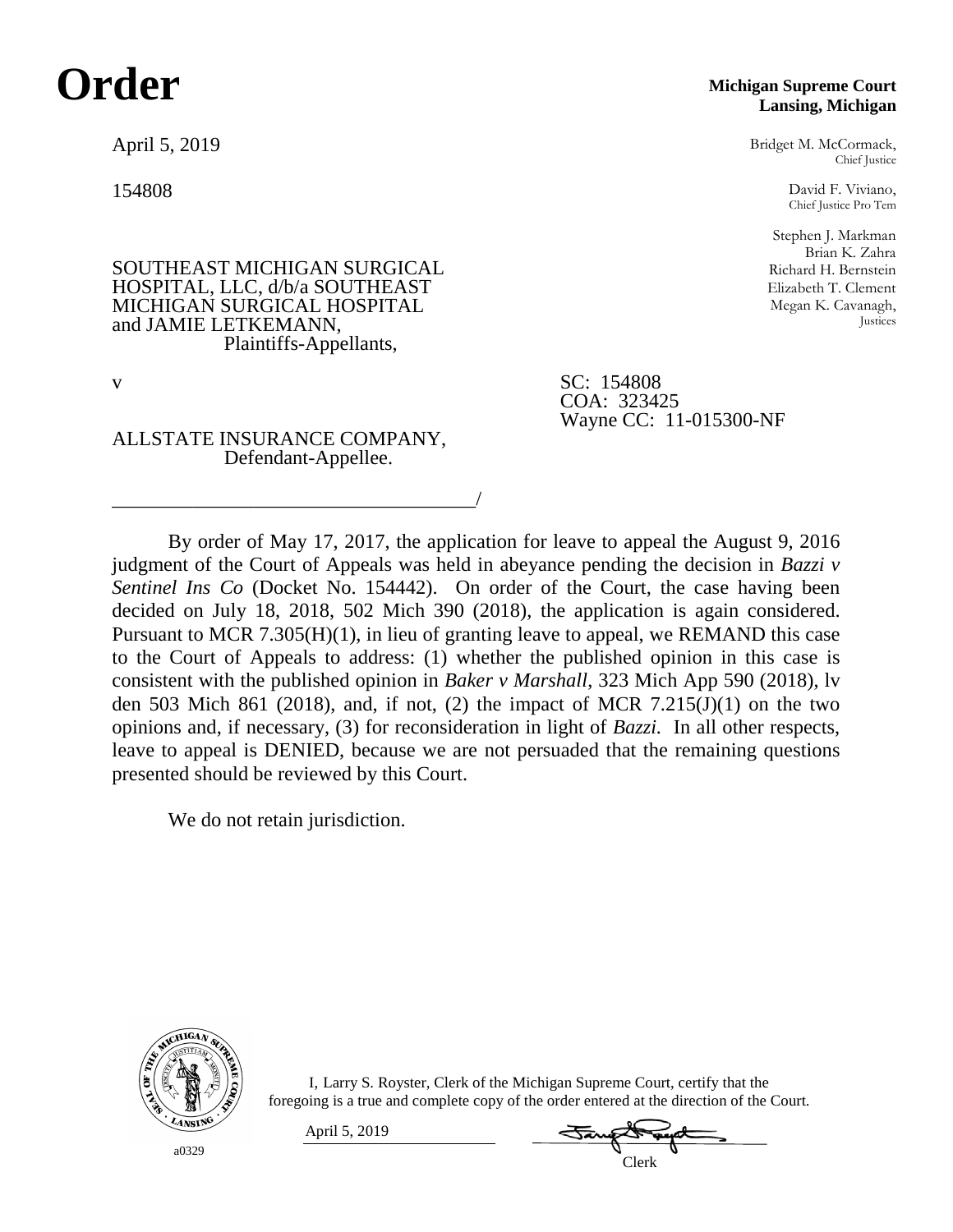# Order

**Michigan Supreme Court**
**Lansing, Michigan**

April 5, 2019

154808

Bridget M. McCormack,
Chief Justice

David F. Viviano,
Chief Justice Pro Tem

Stephen J. Markman
Brian K. Zahra
Richard H. Bernstein
Elizabeth T. Clement
Megan K. Cavanagh,
Justices

SOUTHEAST MICHIGAN SURGICAL HOSPITAL, LLC, d/b/a SOUTHEAST MICHIGAN SURGICAL HOSPITAL and JAMIE LETKEMANN,
Plaintiffs-Appellants,

v

SC: 154808
COA: 323425
Wayne CC: 11-015300-NF

ALLSTATE INSURANCE COMPANY,
Defendant-Appellee.

_____________________________________/

By order of May 17, 2017, the application for leave to appeal the August 9, 2016 judgment of the Court of Appeals was held in abeyance pending the decision in *Bazzi v Sentinel Ins Co* (Docket No. 154442). On order of the Court, the case having been decided on July 18, 2018, 502 Mich 390 (2018), the application is again considered. Pursuant to MCR 7.305(H)(1), in lieu of granting leave to appeal, we REMAND this case to the Court of Appeals to address: (1) whether the published opinion in this case is consistent with the published opinion in *Baker v Marshall*, 323 Mich App 590 (2018), lv den 503 Mich 861 (2018), and, if not, (2) the impact of MCR 7.215(J)(1) on the two opinions and, if necessary, (3) for reconsideration in light of *Bazzi*. In all other respects, leave to appeal is DENIED, because we are not persuaded that the remaining questions presented should be reviewed by this Court.

We do not retain jurisdiction.

a0329

I, Larry S. Royster, Clerk of the Michigan Supreme Court, certify that the foregoing is a true and complete copy of the order entered at the direction of the Court.

April 5, 2019

Clerk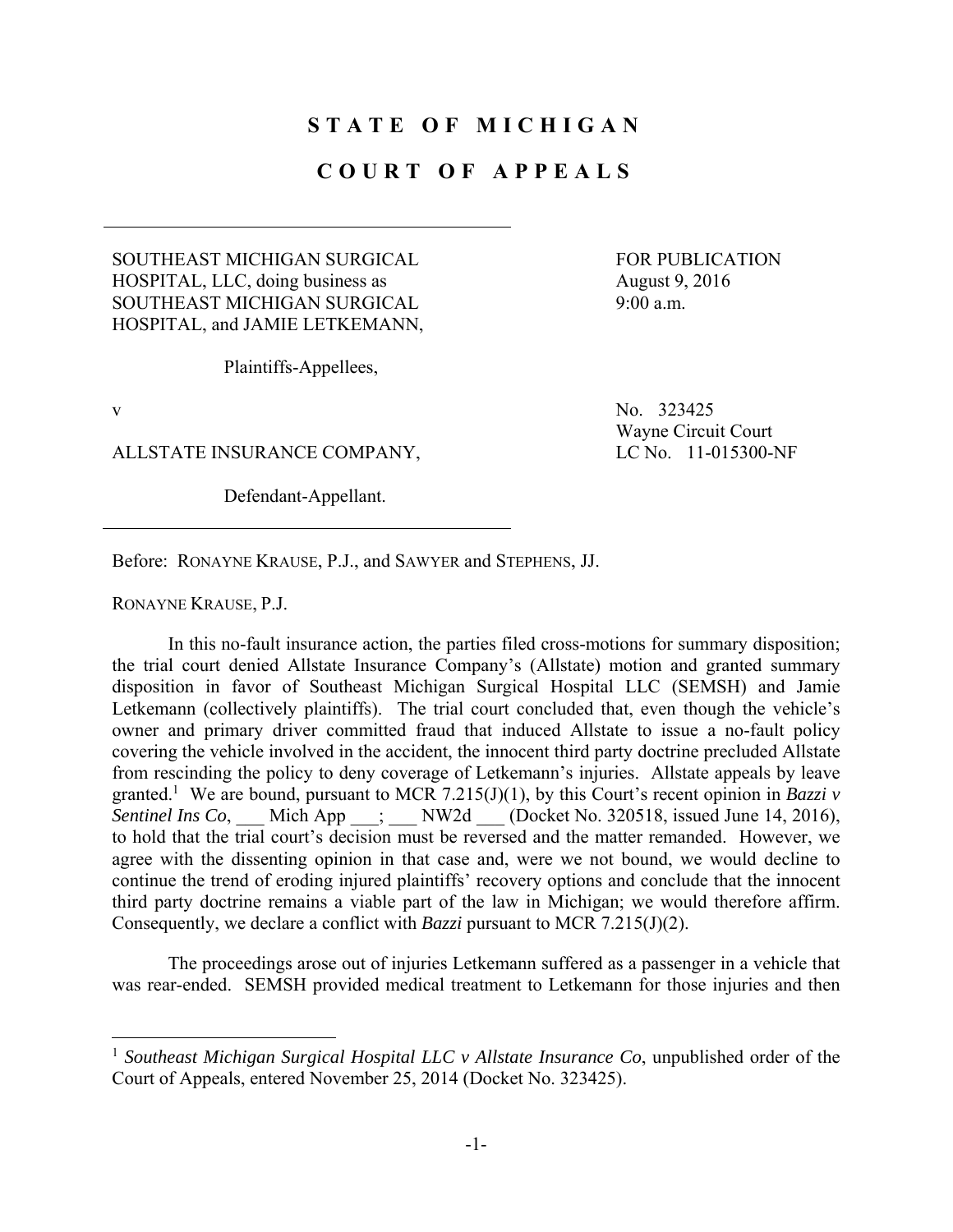STATE OF MICHIGAN

COURT OF APPEALS

SOUTHEAST MICHIGAN SURGICAL HOSPITAL, LLC, doing business as SOUTHEAST MICHIGAN SURGICAL HOSPITAL, and JAMIE LETKEMANN,

Plaintiffs-Appellees,

v

ALLSTATE INSURANCE COMPANY,

Defendant-Appellant.

FOR PUBLICATION
August 9, 2016
9:00 a.m.

No. 323425
Wayne Circuit Court
LC No. 11-015300-NF

Before: RONAYNE KRAUSE, P.J., and SAWYER and STEPHENS, JJ.

RONAYNE KRAUSE, P.J.

In this no-fault insurance action, the parties filed cross-motions for summary disposition; the trial court denied Allstate Insurance Company's (Allstate) motion and granted summary disposition in favor of Southeast Michigan Surgical Hospital LLC (SEMSH) and Jamie Letkemann (collectively plaintiffs). The trial court concluded that, even though the vehicle's owner and primary driver committed fraud that induced Allstate to issue a no-fault policy covering the vehicle involved in the accident, the innocent third party doctrine precluded Allstate from rescinding the policy to deny coverage of Letkemann's injuries. Allstate appeals by leave granted.[1] We are bound, pursuant to MCR 7.215(J)(1), by this Court's recent opinion in *Bazzi v Sentinel Ins Co*, ___ Mich App ___; ___ NW2d ___ (Docket No. 320518, issued June 14, 2016), to hold that the trial court's decision must be reversed and the matter remanded. However, we agree with the dissenting opinion in that case and, were we not bound, we would decline to continue the trend of eroding injured plaintiffs' recovery options and conclude that the innocent third party doctrine remains a viable part of the law in Michigan; we would therefore affirm. Consequently, we declare a conflict with *Bazzi* pursuant to MCR 7.215(J)(2).

The proceedings arose out of injuries Letkemann suffered as a passenger in a vehicle that was rear-ended. SEMSH provided medical treatment to Letkemann for those injuries and then

[1] *Southeast Michigan Surgical Hospital LLC v Allstate Insurance Co*, unpublished order of the Court of Appeals, entered November 25, 2014 (Docket No. 323425).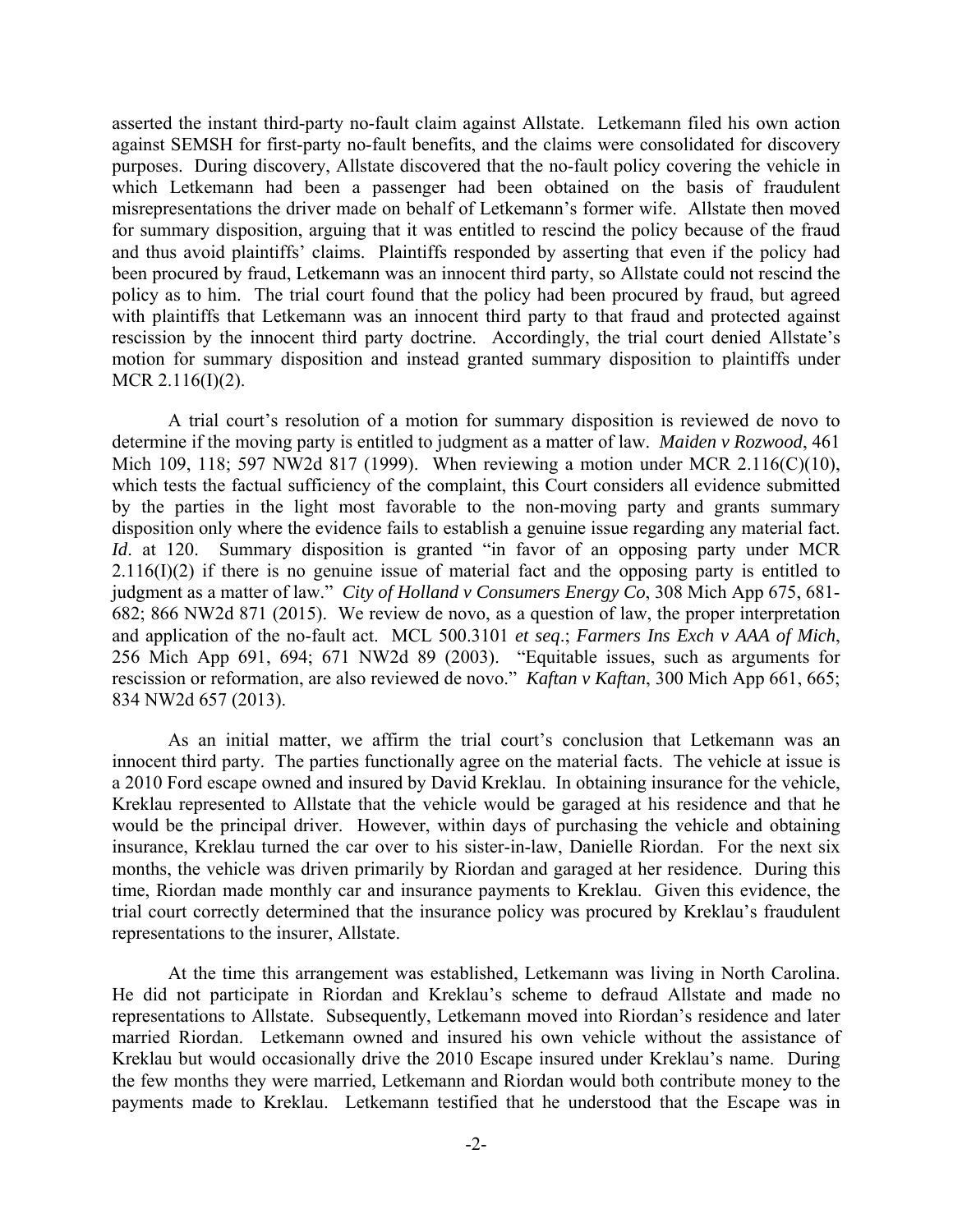asserted the instant third-party no-fault claim against Allstate. Letkemann filed his own action against SEMSH for first-party no-fault benefits, and the claims were consolidated for discovery purposes. During discovery, Allstate discovered that the no-fault policy covering the vehicle in which Letkemann had been a passenger had been obtained on the basis of fraudulent misrepresentations the driver made on behalf of Letkemann's former wife. Allstate then moved for summary disposition, arguing that it was entitled to rescind the policy because of the fraud and thus avoid plaintiffs' claims. Plaintiffs responded by asserting that even if the policy had been procured by fraud, Letkemann was an innocent third party, so Allstate could not rescind the policy as to him. The trial court found that the policy had been procured by fraud, but agreed with plaintiffs that Letkemann was an innocent third party to that fraud and protected against rescission by the innocent third party doctrine. Accordingly, the trial court denied Allstate's motion for summary disposition and instead granted summary disposition to plaintiffs under MCR 2.116(I)(2).

A trial court's resolution of a motion for summary disposition is reviewed de novo to determine if the moving party is entitled to judgment as a matter of law. *Maiden v Rozwood*, 461 Mich 109, 118; 597 NW2d 817 (1999). When reviewing a motion under MCR 2.116(C)(10), which tests the factual sufficiency of the complaint, this Court considers all evidence submitted by the parties in the light most favorable to the non-moving party and grants summary disposition only where the evidence fails to establish a genuine issue regarding any material fact. *Id*. at 120. Summary disposition is granted "in favor of an opposing party under MCR 2.116(I)(2) if there is no genuine issue of material fact and the opposing party is entitled to judgment as a matter of law." *City of Holland v Consumers Energy Co*, 308 Mich App 675, 681-682; 866 NW2d 871 (2015). We review de novo, as a question of law, the proper interpretation and application of the no-fault act. MCL 500.3101 *et seq*.; *Farmers Ins Exch v AAA of Mich*, 256 Mich App 691, 694; 671 NW2d 89 (2003). "Equitable issues, such as arguments for rescission or reformation, are also reviewed de novo." *Kaftan v Kaftan*, 300 Mich App 661, 665; 834 NW2d 657 (2013).

As an initial matter, we affirm the trial court's conclusion that Letkemann was an innocent third party. The parties functionally agree on the material facts. The vehicle at issue is a 2010 Ford escape owned and insured by David Kreklau. In obtaining insurance for the vehicle, Kreklau represented to Allstate that the vehicle would be garaged at his residence and that he would be the principal driver. However, within days of purchasing the vehicle and obtaining insurance, Kreklau turned the car over to his sister-in-law, Danielle Riordan. For the next six months, the vehicle was driven primarily by Riordan and garaged at her residence. During this time, Riordan made monthly car and insurance payments to Kreklau. Given this evidence, the trial court correctly determined that the insurance policy was procured by Kreklau's fraudulent representations to the insurer, Allstate.

At the time this arrangement was established, Letkemann was living in North Carolina. He did not participate in Riordan and Kreklau's scheme to defraud Allstate and made no representations to Allstate. Subsequently, Letkemann moved into Riordan's residence and later married Riordan. Letkemann owned and insured his own vehicle without the assistance of Kreklau but would occasionally drive the 2010 Escape insured under Kreklau's name. During the few months they were married, Letkemann and Riordan would both contribute money to the payments made to Kreklau. Letkemann testified that he understood that the Escape was in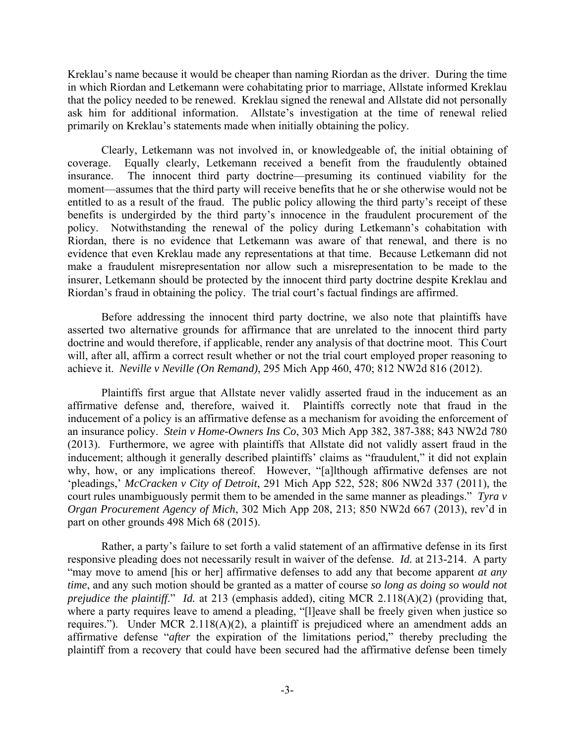Kreklau's name because it would be cheaper than naming Riordan as the driver. During the time in which Riordan and Letkemann were cohabitating prior to marriage, Allstate informed Kreklau that the policy needed to be renewed. Kreklau signed the renewal and Allstate did not personally ask him for additional information. Allstate's investigation at the time of renewal relied primarily on Kreklau's statements made when initially obtaining the policy.

Clearly, Letkemann was not involved in, or knowledgeable of, the initial obtaining of coverage. Equally clearly, Letkemann received a benefit from the fraudulently obtained insurance. The innocent third party doctrine—presuming its continued viability for the moment—assumes that the third party will receive benefits that he or she otherwise would not be entitled to as a result of the fraud. The public policy allowing the third party's receipt of these benefits is undergirded by the third party's innocence in the fraudulent procurement of the policy. Notwithstanding the renewal of the policy during Letkemann's cohabitation with Riordan, there is no evidence that Letkemann was aware of that renewal, and there is no evidence that even Kreklau made any representations at that time. Because Letkemann did not make a fraudulent misrepresentation nor allow such a misrepresentation to be made to the insurer, Letkemann should be protected by the innocent third party doctrine despite Kreklau and Riordan's fraud in obtaining the policy. The trial court's factual findings are affirmed.

Before addressing the innocent third party doctrine, we also note that plaintiffs have asserted two alternative grounds for affirmance that are unrelated to the innocent third party doctrine and would therefore, if applicable, render any analysis of that doctrine moot. This Court will, after all, affirm a correct result whether or not the trial court employed proper reasoning to achieve it. *Neville v Neville (On Remand)*, 295 Mich App 460, 470; 812 NW2d 816 (2012).

Plaintiffs first argue that Allstate never validly asserted fraud in the inducement as an affirmative defense and, therefore, waived it. Plaintiffs correctly note that fraud in the inducement of a policy is an affirmative defense as a mechanism for avoiding the enforcement of an insurance policy. *Stein v Home-Owners Ins Co*, 303 Mich App 382, 387-388; 843 NW2d 780 (2013). Furthermore, we agree with plaintiffs that Allstate did not validly assert fraud in the inducement; although it generally described plaintiffs' claims as "fraudulent," it did not explain why, how, or any implications thereof. However, "[a]lthough affirmative defenses are not 'pleadings,' *McCracken v City of Detroit*, 291 Mich App 522, 528; 806 NW2d 337 (2011), the court rules unambiguously permit them to be amended in the same manner as pleadings." *Tyra v Organ Procurement Agency of Mich*, 302 Mich App 208, 213; 850 NW2d 667 (2013), rev'd in part on other grounds 498 Mich 68 (2015).

Rather, a party's failure to set forth a valid statement of an affirmative defense in its first responsive pleading does not necessarily result in waiver of the defense. *Id.* at 213-214. A party "may move to amend [his or her] affirmative defenses to add any that become apparent *at any time*, and any such motion should be granted as a matter of course *so long as doing so would not prejudice the plaintiff*." *Id.* at 213 (emphasis added), citing MCR 2.118(A)(2) (providing that, where a party requires leave to amend a pleading, "[l]eave shall be freely given when justice so requires."). Under MCR 2.118(A)(2), a plaintiff is prejudiced where an amendment adds an affirmative defense "*after* the expiration of the limitations period," thereby precluding the plaintiff from a recovery that could have been secured had the affirmative defense been timely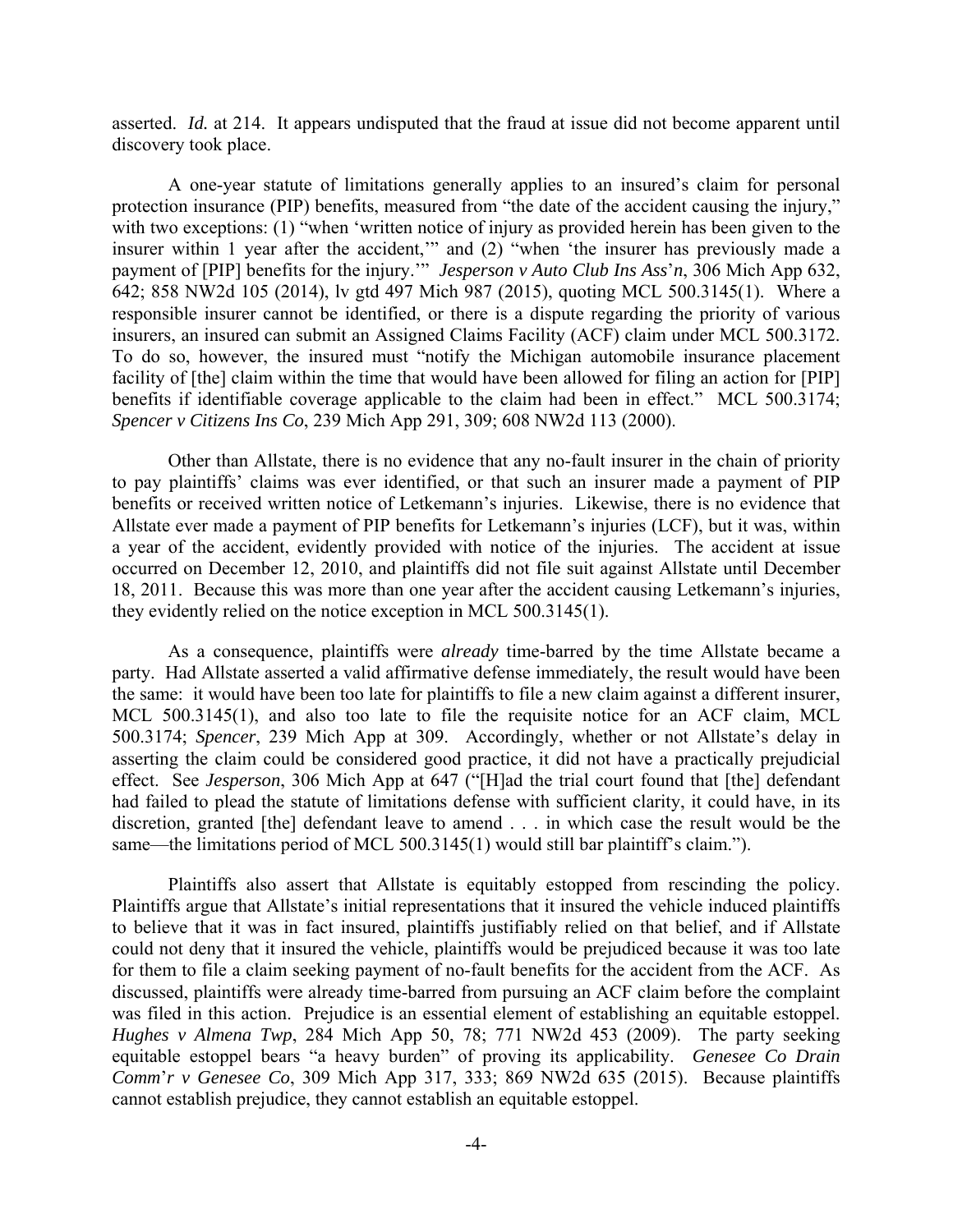asserted. *Id.* at 214. It appears undisputed that the fraud at issue did not become apparent until discovery took place.

A one-year statute of limitations generally applies to an insured's claim for personal protection insurance (PIP) benefits, measured from "the date of the accident causing the injury," with two exceptions: (1) "when 'written notice of injury as provided herein has been given to the insurer within 1 year after the accident,'" and (2) "when 'the insurer has previously made a payment of [PIP] benefits for the injury.'" *Jesperson v Auto Club Ins Ass'n*, 306 Mich App 632, 642; 858 NW2d 105 (2014), lv gtd 497 Mich 987 (2015), quoting MCL 500.3145(1). Where a responsible insurer cannot be identified, or there is a dispute regarding the priority of various insurers, an insured can submit an Assigned Claims Facility (ACF) claim under MCL 500.3172. To do so, however, the insured must "notify the Michigan automobile insurance placement facility of [the] claim within the time that would have been allowed for filing an action for [PIP] benefits if identifiable coverage applicable to the claim had been in effect." MCL 500.3174; *Spencer v Citizens Ins Co*, 239 Mich App 291, 309; 608 NW2d 113 (2000).

Other than Allstate, there is no evidence that any no-fault insurer in the chain of priority to pay plaintiffs' claims was ever identified, or that such an insurer made a payment of PIP benefits or received written notice of Letkemann's injuries. Likewise, there is no evidence that Allstate ever made a payment of PIP benefits for Letkemann's injuries (LCF), but it was, within a year of the accident, evidently provided with notice of the injuries. The accident at issue occurred on December 12, 2010, and plaintiffs did not file suit against Allstate until December 18, 2011. Because this was more than one year after the accident causing Letkemann's injuries, they evidently relied on the notice exception in MCL 500.3145(1).

As a consequence, plaintiffs were *already* time-barred by the time Allstate became a party. Had Allstate asserted a valid affirmative defense immediately, the result would have been the same: it would have been too late for plaintiffs to file a new claim against a different insurer, MCL 500.3145(1), and also too late to file the requisite notice for an ACF claim, MCL 500.3174; *Spencer*, 239 Mich App at 309. Accordingly, whether or not Allstate's delay in asserting the claim could be considered good practice, it did not have a practically prejudicial effect. See *Jesperson*, 306 Mich App at 647 ("[H]ad the trial court found that [the] defendant had failed to plead the statute of limitations defense with sufficient clarity, it could have, in its discretion, granted [the] defendant leave to amend . . . in which case the result would be the same—the limitations period of MCL 500.3145(1) would still bar plaintiff's claim.").

Plaintiffs also assert that Allstate is equitably estopped from rescinding the policy. Plaintiffs argue that Allstate's initial representations that it insured the vehicle induced plaintiffs to believe that it was in fact insured, plaintiffs justifiably relied on that belief, and if Allstate could not deny that it insured the vehicle, plaintiffs would be prejudiced because it was too late for them to file a claim seeking payment of no-fault benefits for the accident from the ACF. As discussed, plaintiffs were already time-barred from pursuing an ACF claim before the complaint was filed in this action. Prejudice is an essential element of establishing an equitable estoppel. *Hughes v Almena Twp*, 284 Mich App 50, 78; 771 NW2d 453 (2009). The party seeking equitable estoppel bears "a heavy burden" of proving its applicability. *Genesee Co Drain Comm'r v Genesee Co*, 309 Mich App 317, 333; 869 NW2d 635 (2015). Because plaintiffs cannot establish prejudice, they cannot establish an equitable estoppel.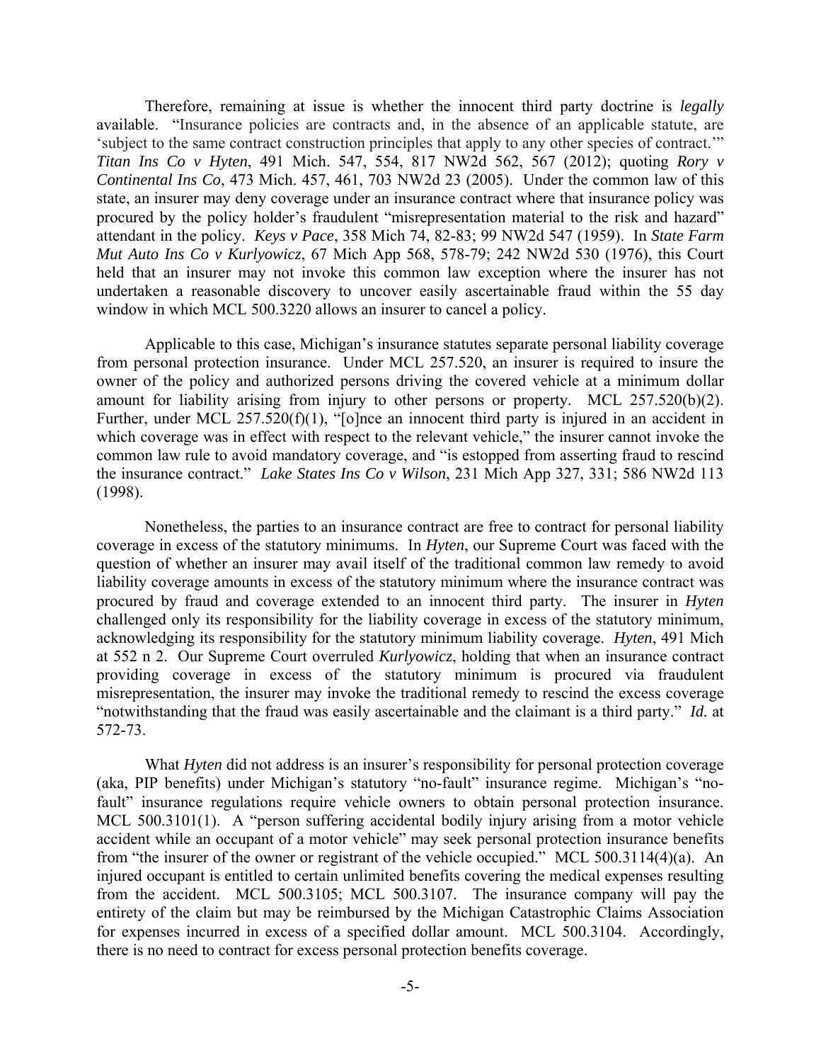Therefore, remaining at issue is whether the innocent third party doctrine is *legally* available. "Insurance policies are contracts and, in the absence of an applicable statute, are 'subject to the same contract construction principles that apply to any other species of contract.'" *Titan Ins Co v Hyten*, 491 Mich. 547, 554, 817 NW2d 562, 567 (2012); quoting *Rory v Continental Ins Co*, 473 Mich. 457, 461, 703 NW2d 23 (2005). Under the common law of this state, an insurer may deny coverage under an insurance contract where that insurance policy was procured by the policy holder's fraudulent "misrepresentation material to the risk and hazard" attendant in the policy. *Keys v Pace*, 358 Mich 74, 82-83; 99 NW2d 547 (1959). In *State Farm Mut Auto Ins Co v Kurlyowicz*, 67 Mich App 568, 578-79; 242 NW2d 530 (1976), this Court held that an insurer may not invoke this common law exception where the insurer has not undertaken a reasonable discovery to uncover easily ascertainable fraud within the 55 day window in which MCL 500.3220 allows an insurer to cancel a policy.

Applicable to this case, Michigan's insurance statutes separate personal liability coverage from personal protection insurance. Under MCL 257.520, an insurer is required to insure the owner of the policy and authorized persons driving the covered vehicle at a minimum dollar amount for liability arising from injury to other persons or property. MCL 257.520(b)(2). Further, under MCL 257.520(f)(1), "[o]nce an innocent third party is injured in an accident in which coverage was in effect with respect to the relevant vehicle," the insurer cannot invoke the common law rule to avoid mandatory coverage, and "is estopped from asserting fraud to rescind the insurance contract." *Lake States Ins Co v Wilson*, 231 Mich App 327, 331; 586 NW2d 113 (1998).

Nonetheless, the parties to an insurance contract are free to contract for personal liability coverage in excess of the statutory minimums. In *Hyten*, our Supreme Court was faced with the question of whether an insurer may avail itself of the traditional common law remedy to avoid liability coverage amounts in excess of the statutory minimum where the insurance contract was procured by fraud and coverage extended to an innocent third party. The insurer in *Hyten* challenged only its responsibility for the liability coverage in excess of the statutory minimum, acknowledging its responsibility for the statutory minimum liability coverage. *Hyten*, 491 Mich at 552 n 2. Our Supreme Court overruled *Kurlyowicz*, holding that when an insurance contract providing coverage in excess of the statutory minimum is procured via fraudulent misrepresentation, the insurer may invoke the traditional remedy to rescind the excess coverage "notwithstanding that the fraud was easily ascertainable and the claimant is a third party." *Id.* at 572-73.

What *Hyten* did not address is an insurer's responsibility for personal protection coverage (aka, PIP benefits) under Michigan's statutory "no-fault" insurance regime. Michigan's "no-fault" insurance regulations require vehicle owners to obtain personal protection insurance. MCL 500.3101(1). A "person suffering accidental bodily injury arising from a motor vehicle accident while an occupant of a motor vehicle" may seek personal protection insurance benefits from "the insurer of the owner or registrant of the vehicle occupied." MCL 500.3114(4)(a). An injured occupant is entitled to certain unlimited benefits covering the medical expenses resulting from the accident. MCL 500.3105; MCL 500.3107. The insurance company will pay the entirety of the claim but may be reimbursed by the Michigan Catastrophic Claims Association for expenses incurred in excess of a specified dollar amount. MCL 500.3104. Accordingly, there is no need to contract for excess personal protection benefits coverage.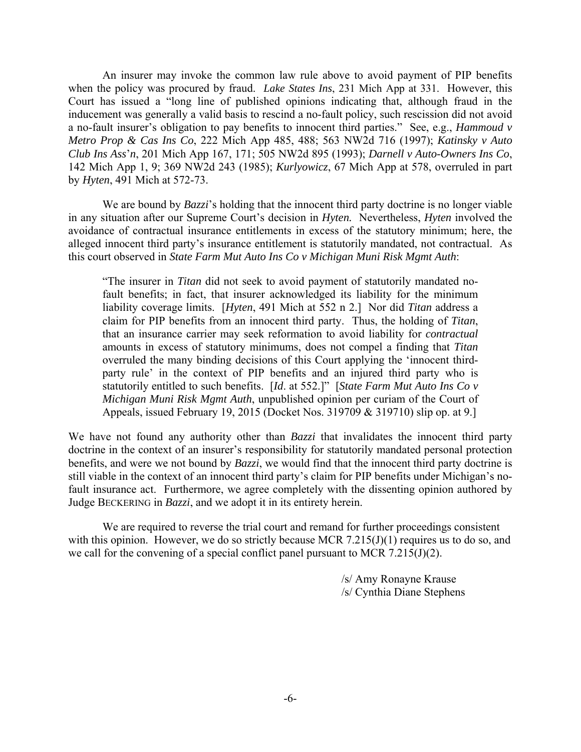An insurer may invoke the common law rule above to avoid payment of PIP benefits when the policy was procured by fraud. *Lake States Ins*, 231 Mich App at 331. However, this Court has issued a "long line of published opinions indicating that, although fraud in the inducement was generally a valid basis to rescind a no-fault policy, such rescission did not avoid a no-fault insurer's obligation to pay benefits to innocent third parties." See, e.g., *Hammoud v Metro Prop & Cas Ins Co*, 222 Mich App 485, 488; 563 NW2d 716 (1997); *Katinsky v Auto Club Ins Ass'n*, 201 Mich App 167, 171; 505 NW2d 895 (1993); *Darnell v Auto-Owners Ins Co*, 142 Mich App 1, 9; 369 NW2d 243 (1985); *Kurlyowicz*, 67 Mich App at 578, overruled in part by *Hyten*, 491 Mich at 572-73.

We are bound by *Bazzi*'s holding that the innocent third party doctrine is no longer viable in any situation after our Supreme Court's decision in *Hyten.* Nevertheless, *Hyten* involved the avoidance of contractual insurance entitlements in excess of the statutory minimum; here, the alleged innocent third party's insurance entitlement is statutorily mandated, not contractual. As this court observed in *State Farm Mut Auto Ins Co v Michigan Muni Risk Mgmt Auth*:

> "The insurer in *Titan* did not seek to avoid payment of statutorily mandated no-fault benefits; in fact, that insurer acknowledged its liability for the minimum liability coverage limits. [*Hyten*, 491 Mich at 552 n 2.] Nor did *Titan* address a claim for PIP benefits from an innocent third party. Thus, the holding of *Titan*, that an insurance carrier may seek reformation to avoid liability for *contractual* amounts in excess of statutory minimums, does not compel a finding that *Titan* overruled the many binding decisions of this Court applying the 'innocent third-party rule' in the context of PIP benefits and an injured third party who is statutorily entitled to such benefits. [*Id*. at 552.]" [*State Farm Mut Auto Ins Co v Michigan Muni Risk Mgmt Auth*, unpublished opinion per curiam of the Court of Appeals, issued February 19, 2015 (Docket Nos. 319709 & 319710) slip op. at 9.]

We have not found any authority other than *Bazzi* that invalidates the innocent third party doctrine in the context of an insurer's responsibility for statutorily mandated personal protection benefits, and were we not bound by *Bazzi*, we would find that the innocent third party doctrine is still viable in the context of an innocent third party's claim for PIP benefits under Michigan's no-fault insurance act. Furthermore, we agree completely with the dissenting opinion authored by Judge BECKERING in *Bazzi*, and we adopt it in its entirety herein.

We are required to reverse the trial court and remand for further proceedings consistent with this opinion. However, we do so strictly because MCR 7.215(J)(1) requires us to do so, and we call for the convening of a special conflict panel pursuant to MCR 7.215(J)(2).

/s/ Amy Ronayne Krause
/s/ Cynthia Diane Stephens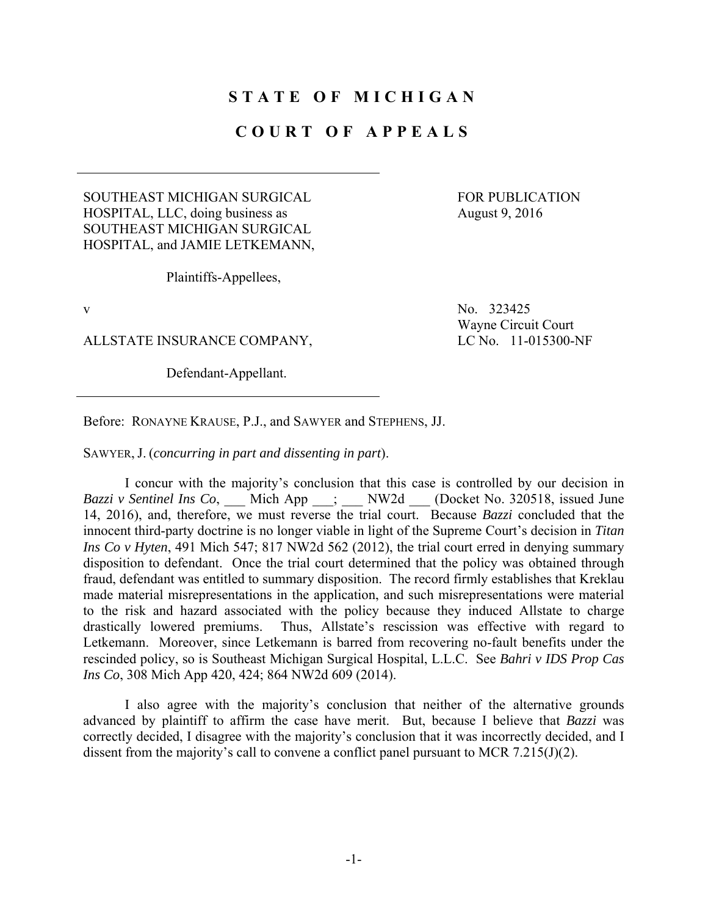# STATE OF MICHIGAN

# COURT OF APPEALS

---

SOUTHEAST MICHIGAN SURGICAL HOSPITAL, LLC, doing business as SOUTHEAST MICHIGAN SURGICAL HOSPITAL, and JAMIE LETKEMANN,

Plaintiffs-Appellees,

v

ALLSTATE INSURANCE COMPANY,

Defendant-Appellant.

---

FOR PUBLICATION
August 9, 2016

No. 323425
Wayne Circuit Court
LC No. 11-015300-NF

Before: RONAYNE KRAUSE, P.J., and SAWYER and STEPHENS, JJ.

SAWYER, J. (*concurring in part and dissenting in part*).

I concur with the majority's conclusion that this case is controlled by our decision in *Bazzi v Sentinel Ins Co*, ___ Mich App ___; ___ NW2d ___ (Docket No. 320518, issued June 14, 2016), and, therefore, we must reverse the trial court. Because *Bazzi* concluded that the innocent third-party doctrine is no longer viable in light of the Supreme Court's decision in *Titan Ins Co v Hyten*, 491 Mich 547; 817 NW2d 562 (2012), the trial court erred in denying summary disposition to defendant. Once the trial court determined that the policy was obtained through fraud, defendant was entitled to summary disposition. The record firmly establishes that Kreklau made material misrepresentations in the application, and such misrepresentations were material to the risk and hazard associated with the policy because they induced Allstate to charge drastically lowered premiums. Thus, Allstate's rescission was effective with regard to Letkemann. Moreover, since Letkemann is barred from recovering no-fault benefits under the rescinded policy, so is Southeast Michigan Surgical Hospital, L.L.C. See *Bahri v IDS Prop Cas Ins Co*, 308 Mich App 420, 424; 864 NW2d 609 (2014).

I also agree with the majority's conclusion that neither of the alternative grounds advanced by plaintiff to affirm the case have merit. But, because I believe that *Bazzi* was correctly decided, I disagree with the majority's conclusion that it was incorrectly decided, and I dissent from the majority's call to convene a conflict panel pursuant to MCR 7.215(J)(2).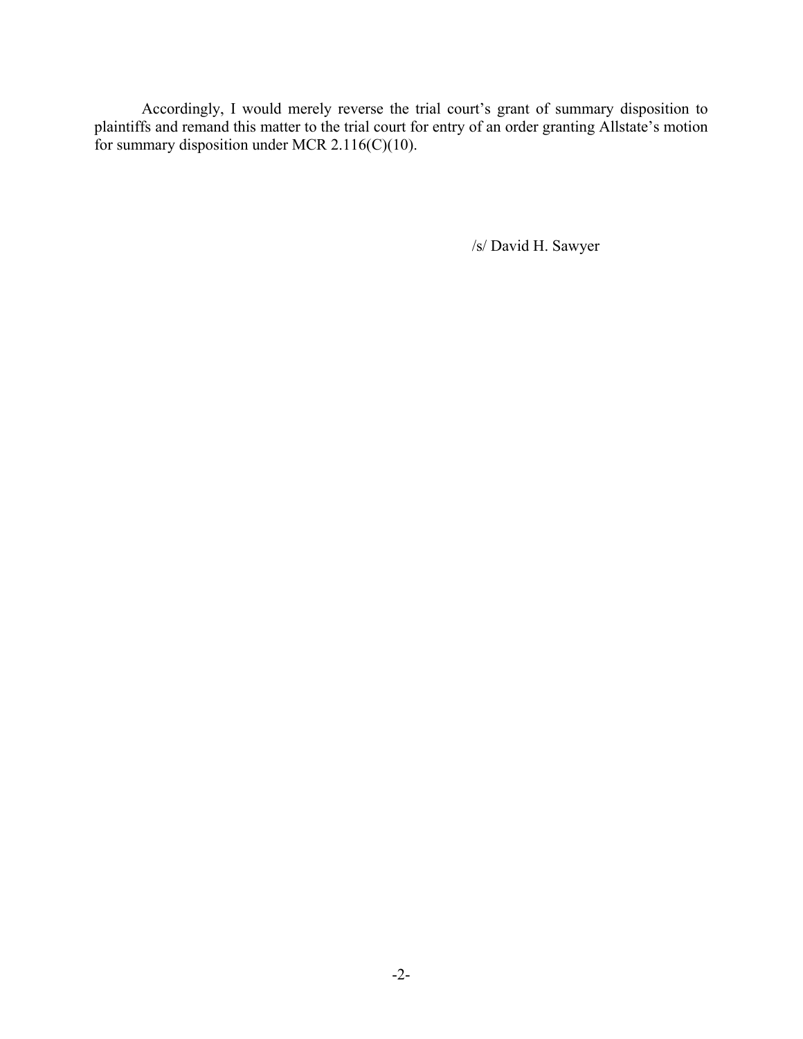Accordingly, I would merely reverse the trial court's grant of summary disposition to plaintiffs and remand this matter to the trial court for entry of an order granting Allstate's motion for summary disposition under MCR 2.116(C)(10).

/s/ David H. Sawyer